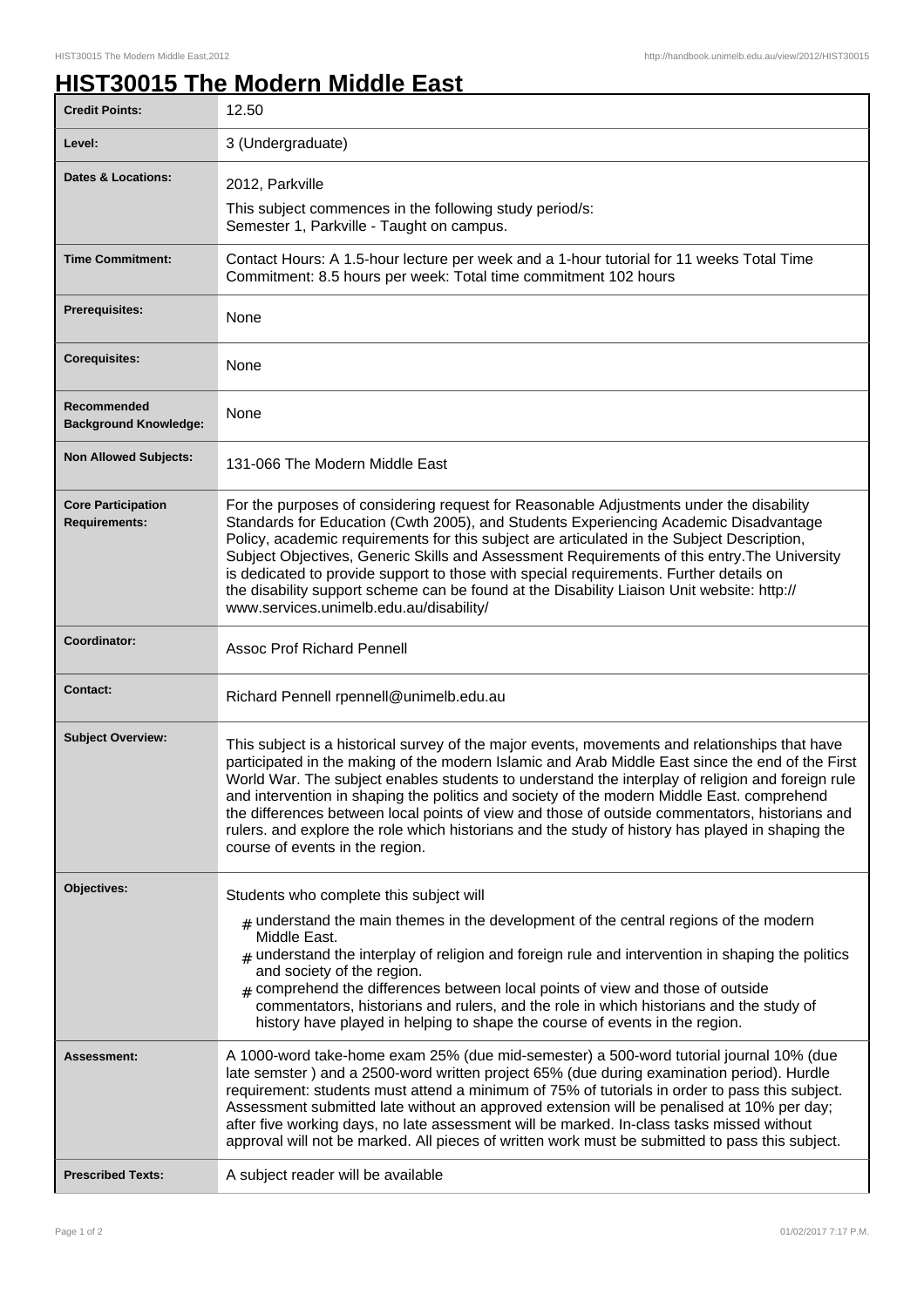# HIST30015 The Modern Middle East

| | |
|---|---|
| **Credit Points:** | 12.50 |
| **Level:** | 3 (Undergraduate) |
| **Dates & Locations:** | 2012, Parkville<br>This subject commences in the following study period/s:<br>Semester 1, Parkville - Taught on campus. |
| **Time Commitment:** | Contact Hours: A 1.5-hour lecture per week and a 1-hour tutorial for 11 weeks Total Time Commitment: 8.5 hours per week: Total time commitment 102 hours |
| **Prerequisites:** | None |
| **Corequisites:** | None |
| **Recommended Background Knowledge:** | None |
| **Non Allowed Subjects:** | 131-066 The Modern Middle East |
| **Core Participation Requirements:** | For the purposes of considering request for Reasonable Adjustments under the disability Standards for Education (Cwth 2005), and Students Experiencing Academic Disadvantage Policy, academic requirements for this subject are articulated in the Subject Description, Subject Objectives, Generic Skills and Assessment Requirements of this entry.The University is dedicated to provide support to those with special requirements. Further details on the disability support scheme can be found at the Disability Liaison Unit website: http://www.services.unimelb.edu.au/disability/ |
| **Coordinator:** | Assoc Prof Richard Pennell |
| **Contact:** | Richard Pennell rpennell@unimelb.edu.au |
| **Subject Overview:** | This subject is a historical survey of the major events, movements and relationships that have participated in the making of the modern Islamic and Arab Middle East since the end of the First World War. The subject enables students to understand the interplay of religion and foreign rule and intervention in shaping the politics and society of the modern Middle East. comprehend the differences between local points of view and those of outside commentators, historians and rulers. and explore the role which historians and the study of history has played in shaping the course of events in the region. |
| **Objectives:** | Students who complete this subject will<br># understand the main themes in the development of the central regions of the modern Middle East.<br># understand the interplay of religion and foreign rule and intervention in shaping the politics and society of the region.<br># comprehend the differences between local points of view and those of outside commentators, historians and rulers, and the role in which historians and the study of history have played in helping to shape the course of events in the region. |
| **Assessment:** | A 1000-word take-home exam 25% (due mid-semester) a 500-word tutorial journal 10% (due late semster ) and a 2500-word written project 65% (due during examination period). Hurdle requirement: students must attend a minimum of 75% of tutorials in order to pass this subject. Assessment submitted late without an approved extension will be penalised at 10% per day; after five working days, no late assessment will be marked. In-class tasks missed without approval will not be marked. All pieces of written work must be submitted to pass this subject. |
| **Prescribed Texts:** | A subject reader will be available |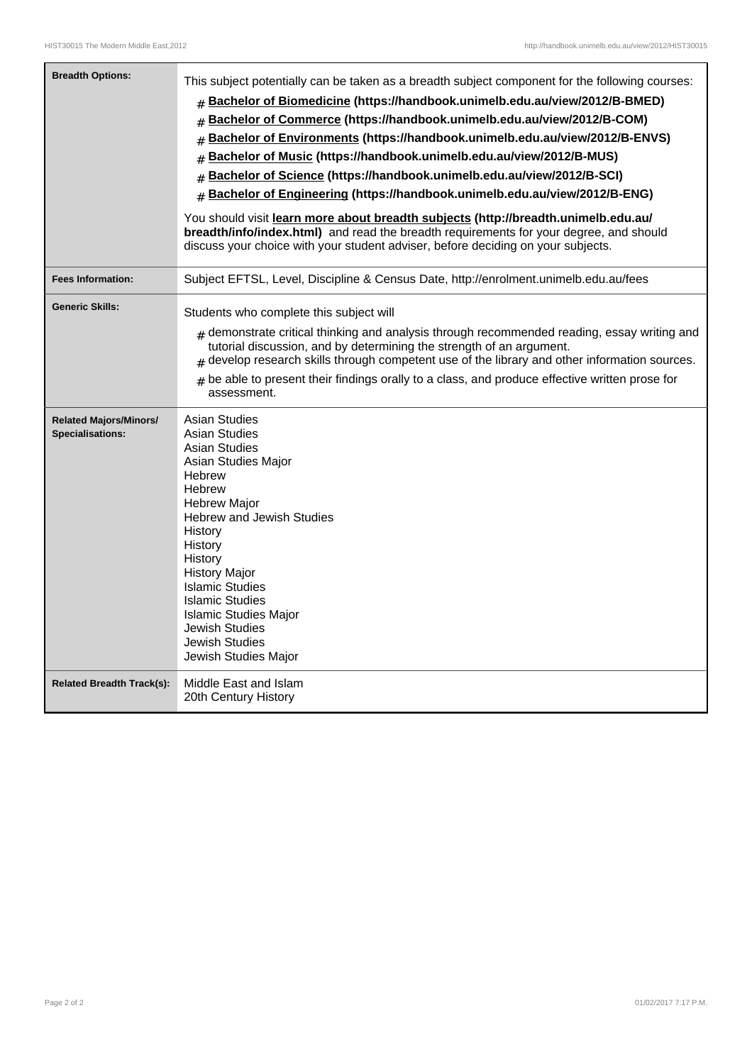| | |
|---|---|
| **Breadth Options:** | This subject potentially can be taken as a breadth subject component for the following courses:<br># **Bachelor of Biomedicine (https://handbook.unimelb.edu.au/view/2012/B-BMED)**<br># **Bachelor of Commerce (https://handbook.unimelb.edu.au/view/2012/B-COM)**<br># **Bachelor of Environments (https://handbook.unimelb.edu.au/view/2012/B-ENVS)**<br># **Bachelor of Music (https://handbook.unimelb.edu.au/view/2012/B-MUS)**<br># **Bachelor of Science (https://handbook.unimelb.edu.au/view/2012/B-SCI)**<br># **Bachelor of Engineering (https://handbook.unimelb.edu.au/view/2012/B-ENG)**<br>You should visit **learn more about breadth subjects (http://breadth.unimelb.edu.au/breadth/info/index.html)** and read the breadth requirements for your degree, and should discuss your choice with your student adviser, before deciding on your subjects. |
| **Fees Information:** | Subject EFTSL, Level, Discipline & Census Date, http://enrolment.unimelb.edu.au/fees |
| **Generic Skills:** | Students who complete this subject will<br># demonstrate critical thinking and analysis through recommended reading, essay writing and tutorial discussion, and by determining the strength of an argument.<br># develop research skills through competent use of the library and other information sources.<br># be able to present their findings orally to a class, and produce effective written prose for assessment. |
| **Related Majors/Minors/ Specialisations:** | Asian Studies<br>Asian Studies<br>Asian Studies<br>Asian Studies Major<br>Hebrew<br>Hebrew<br>Hebrew Major<br>Hebrew and Jewish Studies<br>History<br>History<br>History<br>History Major<br>Islamic Studies<br>Islamic Studies<br>Islamic Studies Major<br>Jewish Studies<br>Jewish Studies<br>Jewish Studies Major |
| **Related Breadth Track(s):** | Middle East and Islam<br>20th Century History |